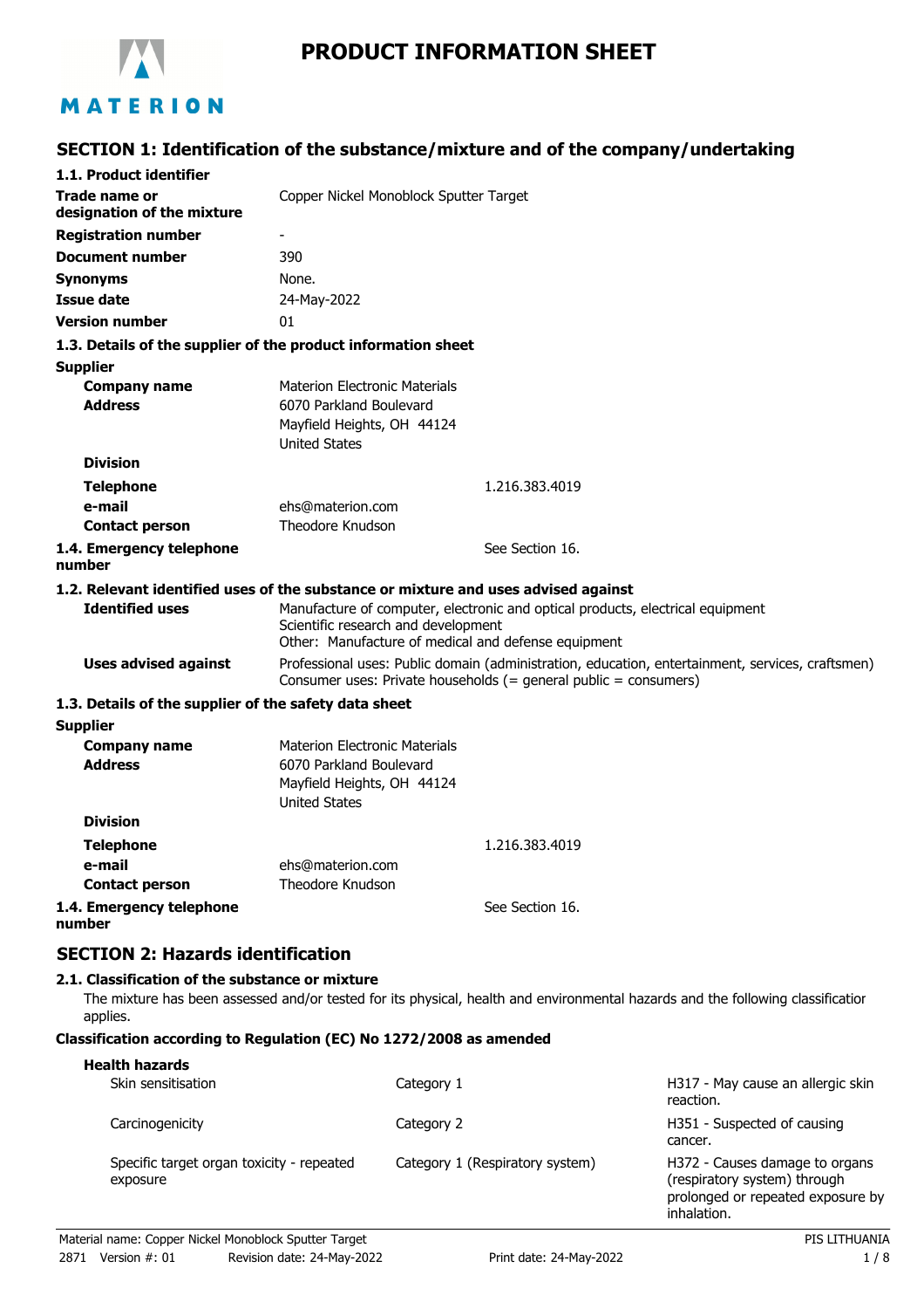MATERION

# PRODUCT INFORMATION SHEET

## SECTION 1: Identification of the substance/mixture and of the company/undertaking

### 1.1. Product identifier

| | |
|---|---|
| **Trade name or designation of the mixture** | Copper Nickel Monoblock Sputter Target |
| **Registration number** | - |
| **Document number** | 390 |
| **Synonyms** | None. |
| **Issue date** | 24-May-2022 |
| **Version number** | 01 |

### 1.3. Details of the supplier of the product information sheet

**Supplier**

| | |
|---|---|
| **Company name** | Materion Electronic Materials |
| **Address** | 6070 Parkland Boulevard<br>Mayfield Heights, OH 44124<br>United States |
| **Division** | |
| **Telephone** | 1.216.383.4019 |
| **e-mail** | ehs@materion.com |
| **Contact person** | Theodore Knudson |
| **1.4. Emergency telephone number** | See Section 16. |

### 1.2. Relevant identified uses of the substance or mixture and uses advised against

| | |
|---|---|
| **Identified uses** | Manufacture of computer, electronic and optical products, electrical equipment<br>Scientific research and development<br>Other: Manufacture of medical and defense equipment |
| **Uses advised against** | Professional uses: Public domain (administration, education, entertainment, services, craftsmen)<br>Consumer uses: Private households (= general public = consumers) |

### 1.3. Details of the supplier of the safety data sheet

**Supplier**

| | |
|---|---|
| **Company name** | Materion Electronic Materials |
| **Address** | 6070 Parkland Boulevard<br>Mayfield Heights, OH 44124<br>United States |
| **Division** | |
| **Telephone** | 1.216.383.4019 |
| **e-mail** | ehs@materion.com |
| **Contact person** | Theodore Knudson |
| **1.4. Emergency telephone number** | See Section 16. |

## SECTION 2: Hazards identification

### 2.1. Classification of the substance or mixture

The mixture has been assessed and/or tested for its physical, health and environmental hazards and the following classification applies.

**Classification according to Regulation (EC) No 1272/2008 as amended**

**Health hazards**

| | | |
|---|---|---|
| Skin sensitisation | Category 1 | H317 - May cause an allergic skin reaction. |
| Carcinogenicity | Category 2 | H351 - Suspected of causing cancer. |
| Specific target organ toxicity - repeated exposure | Category 1 (Respiratory system) | H372 - Causes damage to organs (respiratory system) through prolonged or repeated exposure by inhalation. |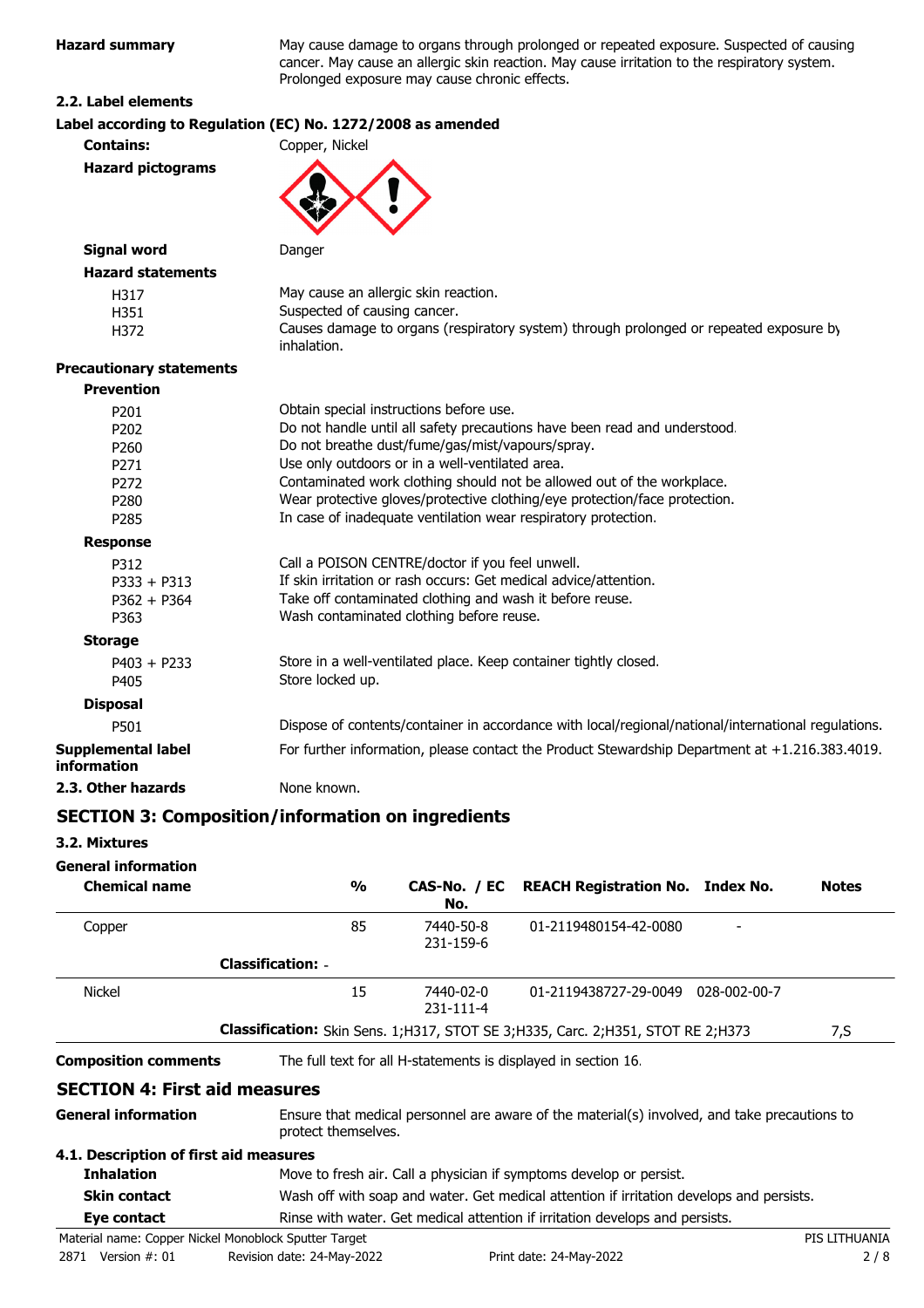**Hazard summary** May cause damage to organs through prolonged or repeated exposure. Suspected of causing cancer. May cause an allergic skin reaction. May cause irritation to the respiratory system. Prolonged exposure may cause chronic effects.

**2.2. Label elements**

**Label according to Regulation (EC) No. 1272/2008 as amended**

**Contains:** Copper, Nickel

**Hazard pictograms**

**Signal word** Danger

**Hazard statements**

| | |
|---|---|
| H317 | May cause an allergic skin reaction. |
| H351 | Suspected of causing cancer. |
| H372 | Causes damage to organs (respiratory system) through prolonged or repeated exposure by inhalation. |

**Precautionary statements**

**Prevention**

| | |
|---|---|
| P201 | Obtain special instructions before use. |
| P202 | Do not handle until all safety precautions have been read and understood. |
| P260 | Do not breathe dust/fume/gas/mist/vapours/spray. |
| P271 | Use only outdoors or in a well-ventilated area. |
| P272 | Contaminated work clothing should not be allowed out of the workplace. |
| P280 | Wear protective gloves/protective clothing/eye protection/face protection. |
| P285 | In case of inadequate ventilation wear respiratory protection. |

**Response**

| | |
|---|---|
| P312 | Call a POISON CENTRE/doctor if you feel unwell. |
| P333 + P313 | If skin irritation or rash occurs: Get medical advice/attention. |
| P362 + P364 | Take off contaminated clothing and wash it before reuse. |
| P363 | Wash contaminated clothing before reuse. |

**Storage**

| | |
|---|---|
| P403 + P233 | Store in a well-ventilated place. Keep container tightly closed. |
| P405 | Store locked up. |

**Disposal**

| | |
|---|---|
| P501 | Dispose of contents/container in accordance with local/regional/national/international regulations. |

**Supplemental label information** For further information, please contact the Product Stewardship Department at +1.216.383.4019.

**2.3. Other hazards** None known.

## SECTION 3: Composition/information on ingredients

**3.2. Mixtures**

**General information**

| Chemical name | % | CAS-No. / EC No. | REACH Registration No. | Index No. | Notes |
|---|---|---|---|---|---|
| Copper | 85 | 7440-50-8<br>231-159-6 | 01-2119480154-42-0080 | - | |
| **Classification:** - | | | | | |
| Nickel | 15 | 7440-02-0<br>231-111-4 | 01-2119438727-29-0049 | 028-002-00-7 | |
| **Classification:** Skin Sens. 1;H317, STOT SE 3;H335, Carc. 2;H351, STOT RE 2;H373 | | | | | 7,S |

**Composition comments** The full text for all H-statements is displayed in section 16.

## SECTION 4: First aid measures

**General information** Ensure that medical personnel are aware of the material(s) involved, and take precautions to protect themselves.

**4.1. Description of first aid measures**

**Inhalation** Move to fresh air. Call a physician if symptoms develop or persist.

**Skin contact** Wash off with soap and water. Get medical attention if irritation develops and persists.

**Eye contact** Rinse with water. Get medical attention if irritation develops and persists.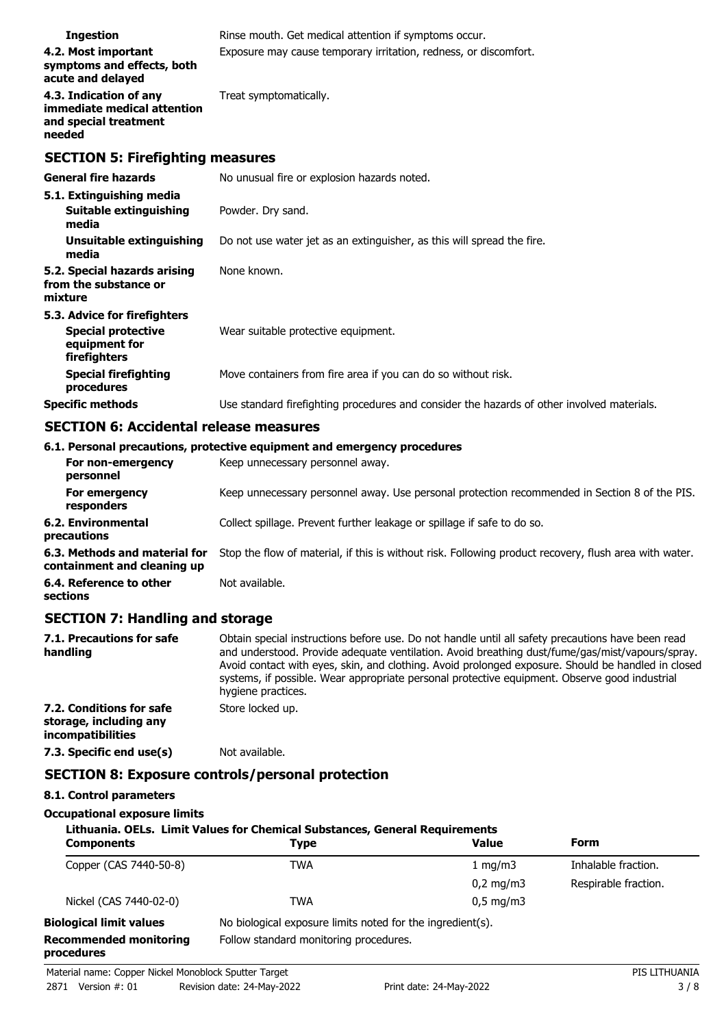**Ingestion** Rinse mouth. Get medical attention if symptoms occur.

**4.2. Most important symptoms and effects, both acute and delayed** Exposure may cause temporary irritation, redness, or discomfort.

**4.3. Indication of any immediate medical attention and special treatment needed** Treat symptomatically.

## SECTION 5: Firefighting measures

**General fire hazards** No unusual fire or explosion hazards noted.

**5.1. Extinguishing media**

**Suitable extinguishing media** Powder. Dry sand.

**Unsuitable extinguishing media** Do not use water jet as an extinguisher, as this will spread the fire.

**5.2. Special hazards arising from the substance or mixture** None known.

**5.3. Advice for firefighters**

**Special protective equipment for firefighters** Wear suitable protective equipment.

**Special firefighting procedures** Move containers from fire area if you can do so without risk.

**Specific methods** Use standard firefighting procedures and consider the hazards of other involved materials.

## SECTION 6: Accidental release measures

**6.1. Personal precautions, protective equipment and emergency procedures**

**For non-emergency personnel** Keep unnecessary personnel away.

**For emergency responders** Keep unnecessary personnel away. Use personal protection recommended in Section 8 of the PIS.

**6.2. Environmental precautions** Collect spillage. Prevent further leakage or spillage if safe to do so.

**6.3. Methods and material for containment and cleaning up** Stop the flow of material, if this is without risk. Following product recovery, flush area with water.

**6.4. Reference to other sections** Not available.

## SECTION 7: Handling and storage

**7.1. Precautions for safe handling** Obtain special instructions before use. Do not handle until all safety precautions have been read and understood. Provide adequate ventilation. Avoid breathing dust/fume/gas/mist/vapours/spray. Avoid contact with eyes, skin, and clothing. Avoid prolonged exposure. Should be handled in closed systems, if possible. Wear appropriate personal protective equipment. Observe good industrial hygiene practices.

**7.2. Conditions for safe storage, including any incompatibilities** Store locked up.

**7.3. Specific end use(s)** Not available.

## SECTION 8: Exposure controls/personal protection

**8.1. Control parameters**

**Occupational exposure limits**

**Lithuania. OELs. Limit Values for Chemical Substances, General Requirements**

| Components | Type | Value | Form |
|---|---|---|---|
| Copper (CAS 7440-50-8) | TWA | 1 mg/m3 | Inhalable fraction. |
| | | 0,2 mg/m3 | Respirable fraction. |
| Nickel (CAS 7440-02-0) | TWA | 0,5 mg/m3 | |

**Biological limit values** No biological exposure limits noted for the ingredient(s).

**Recommended monitoring procedures** Follow standard monitoring procedures.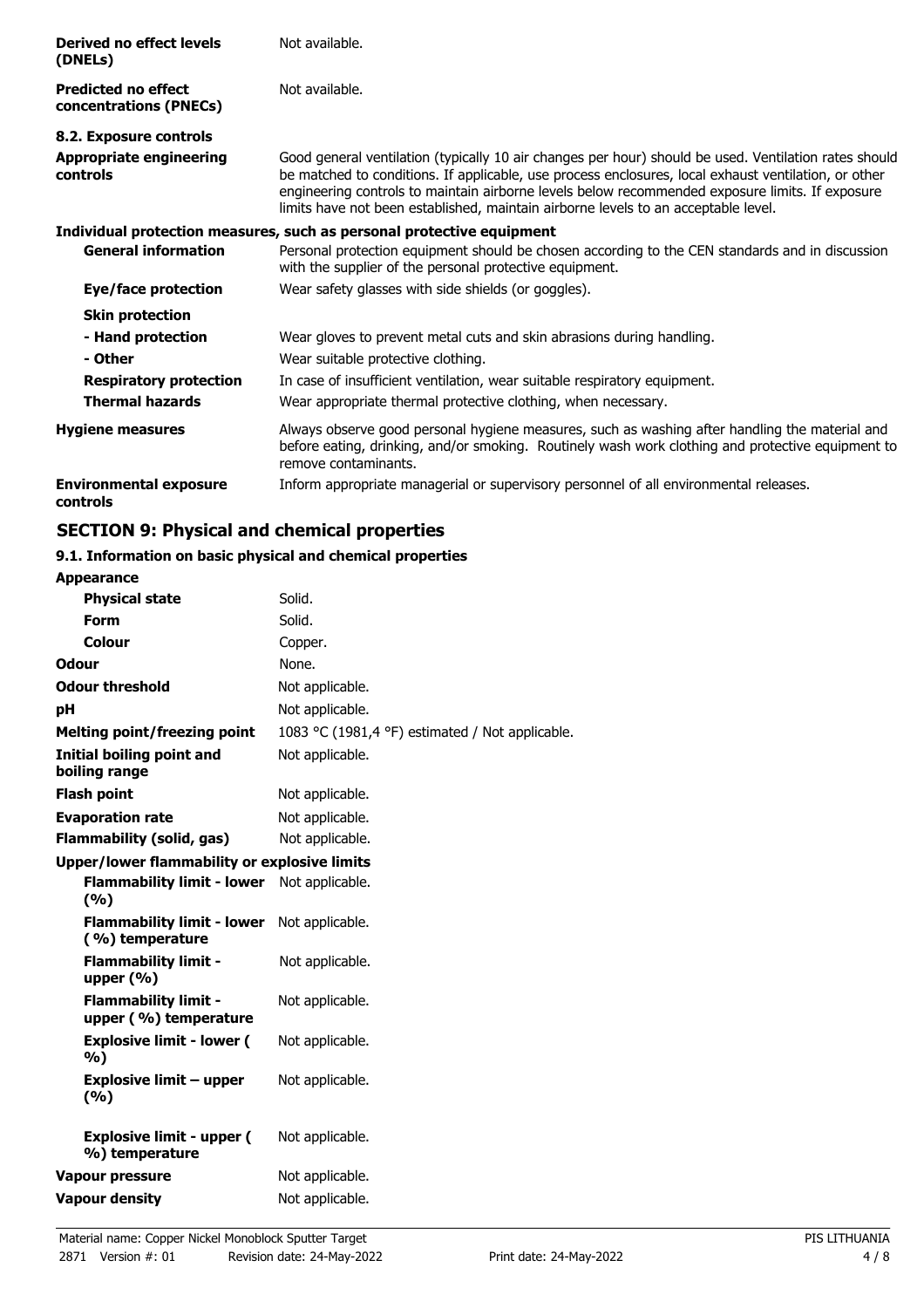| | |
|---|---|
| **Derived no effect levels (DNELs)** | Not available. |
| **Predicted no effect concentrations (PNECs)** | Not available. |

**8.2. Exposure controls**

| | |
|---|---|
| **Appropriate engineering controls** | Good general ventilation (typically 10 air changes per hour) should be used. Ventilation rates should be matched to conditions. If applicable, use process enclosures, local exhaust ventilation, or other engineering controls to maintain airborne levels below recommended exposure limits. If exposure limits have not been established, maintain airborne levels to an acceptable level. |

**Individual protection measures, such as personal protective equipment**

| | |
|---|---|
| **General information** | Personal protection equipment should be chosen according to the CEN standards and in discussion with the supplier of the personal protective equipment. |
| **Eye/face protection** | Wear safety glasses with side shields (or goggles). |
| **Skin protection** | |
| **- Hand protection** | Wear gloves to prevent metal cuts and skin abrasions during handling. |
| **- Other** | Wear suitable protective clothing. |
| **Respiratory protection** | In case of insufficient ventilation, wear suitable respiratory equipment. |
| **Thermal hazards** | Wear appropriate thermal protective clothing, when necessary. |
| **Hygiene measures** | Always observe good personal hygiene measures, such as washing after handling the material and before eating, drinking, and/or smoking. Routinely wash work clothing and protective equipment to remove contaminants. |
| **Environmental exposure controls** | Inform appropriate managerial or supervisory personnel of all environmental releases. |

## SECTION 9: Physical and chemical properties

### 9.1. Information on basic physical and chemical properties

| | |
|---|---|
| **Appearance** | |
| **Physical state** | Solid. |
| **Form** | Solid. |
| **Colour** | Copper. |
| **Odour** | None. |
| **Odour threshold** | Not applicable. |
| **pH** | Not applicable. |
| **Melting point/freezing point** | 1083 °C (1981,4 °F) estimated / Not applicable. |
| **Initial boiling point and boiling range** | Not applicable. |
| **Flash point** | Not applicable. |
| **Evaporation rate** | Not applicable. |
| **Flammability (solid, gas)** | Not applicable. |
| **Upper/lower flammability or explosive limits** | |
| **Flammability limit - lower (%)** | Not applicable. |
| **Flammability limit - lower (%) temperature** | Not applicable. |
| **Flammability limit - upper (%)** | Not applicable. |
| **Flammability limit - upper (%) temperature** | Not applicable. |
| **Explosive limit - lower (%)** | Not applicable. |
| **Explosive limit – upper (%)** | Not applicable. |
| **Explosive limit - upper (%) temperature** | Not applicable. |
| **Vapour pressure** | Not applicable. |
| **Vapour density** | Not applicable. |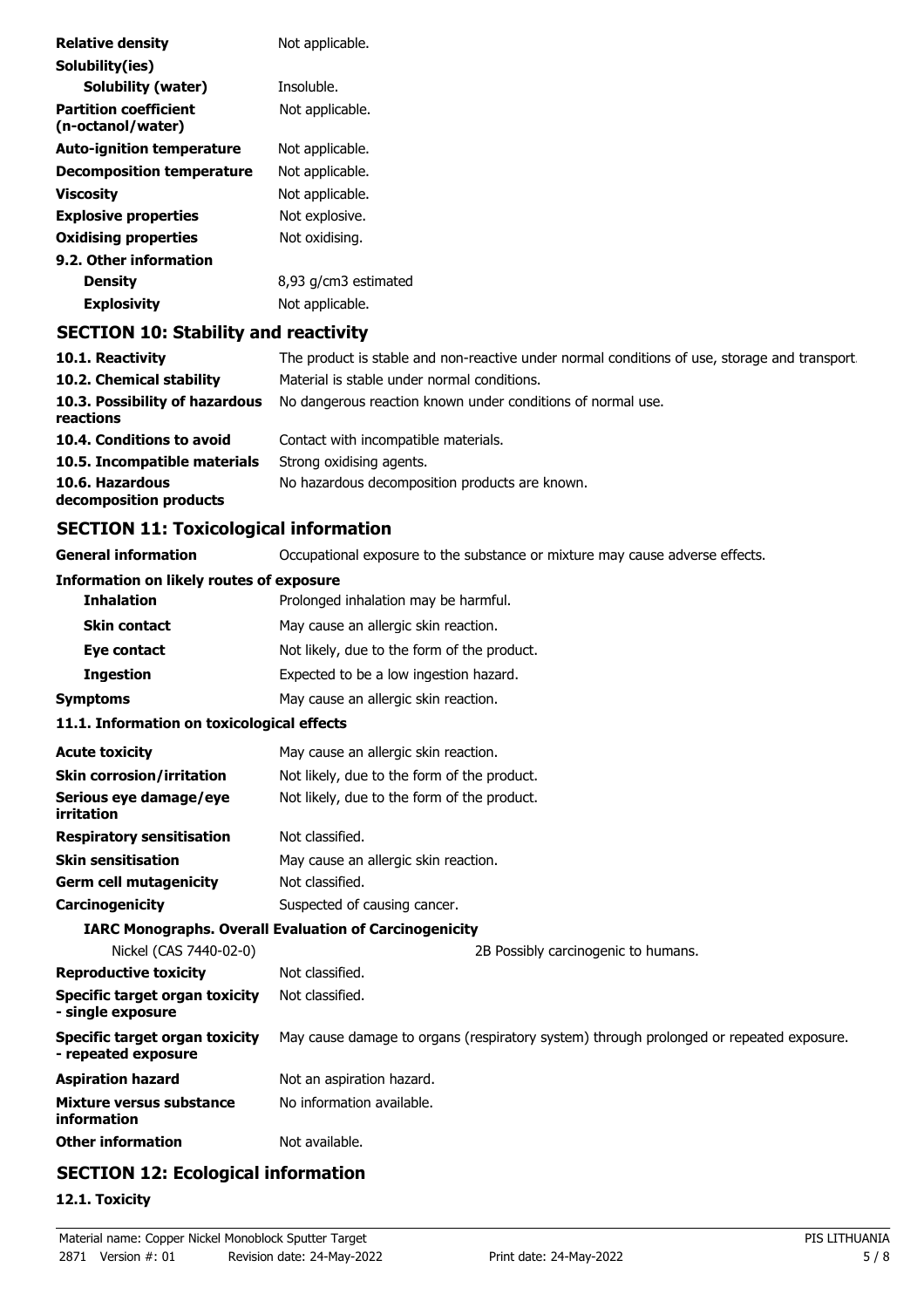| | |
|---|---|
| **Relative density** | Not applicable. |
| **Solubility(ies)** | |
| **Solubility (water)** | Insoluble. |
| **Partition coefficient (n-octanol/water)** | Not applicable. |
| **Auto-ignition temperature** | Not applicable. |
| **Decomposition temperature** | Not applicable. |
| **Viscosity** | Not applicable. |
| **Explosive properties** | Not explosive. |
| **Oxidising properties** | Not oxidising. |
| **9.2. Other information** | |
| **Density** | 8,93 g/cm3 estimated |
| **Explosivity** | Not applicable. |

## SECTION 10: Stability and reactivity

| | |
|---|---|
| **10.1. Reactivity** | The product is stable and non-reactive under normal conditions of use, storage and transport. |
| **10.2. Chemical stability** | Material is stable under normal conditions. |
| **10.3. Possibility of hazardous reactions** | No dangerous reaction known under conditions of normal use. |
| **10.4. Conditions to avoid** | Contact with incompatible materials. |
| **10.5. Incompatible materials** | Strong oxidising agents. |
| **10.6. Hazardous decomposition products** | No hazardous decomposition products are known. |

## SECTION 11: Toxicological information

| | |
|---|---|
| **General information** | Occupational exposure to the substance or mixture may cause adverse effects. |
| **Information on likely routes of exposure** | |
| **Inhalation** | Prolonged inhalation may be harmful. |
| **Skin contact** | May cause an allergic skin reaction. |
| **Eye contact** | Not likely, due to the form of the product. |
| **Ingestion** | Expected to be a low ingestion hazard. |
| **Symptoms** | May cause an allergic skin reaction. |

**11.1. Information on toxicological effects**

| | |
|---|---|
| **Acute toxicity** | May cause an allergic skin reaction. |
| **Skin corrosion/irritation** | Not likely, due to the form of the product. |
| **Serious eye damage/eye irritation** | Not likely, due to the form of the product. |
| **Respiratory sensitisation** | Not classified. |
| **Skin sensitisation** | May cause an allergic skin reaction. |
| **Germ cell mutagenicity** | Not classified. |
| **Carcinogenicity** | Suspected of causing cancer. |
| **IARC Monographs. Overall Evaluation of Carcinogenicity** | |
| Nickel (CAS 7440-02-0) | 2B Possibly carcinogenic to humans. |
| **Reproductive toxicity** | Not classified. |
| **Specific target organ toxicity - single exposure** | Not classified. |
| **Specific target organ toxicity - repeated exposure** | May cause damage to organs (respiratory system) through prolonged or repeated exposure. |
| **Aspiration hazard** | Not an aspiration hazard. |
| **Mixture versus substance information** | No information available. |
| **Other information** | Not available. |

## SECTION 12: Ecological information

**12.1. Toxicity**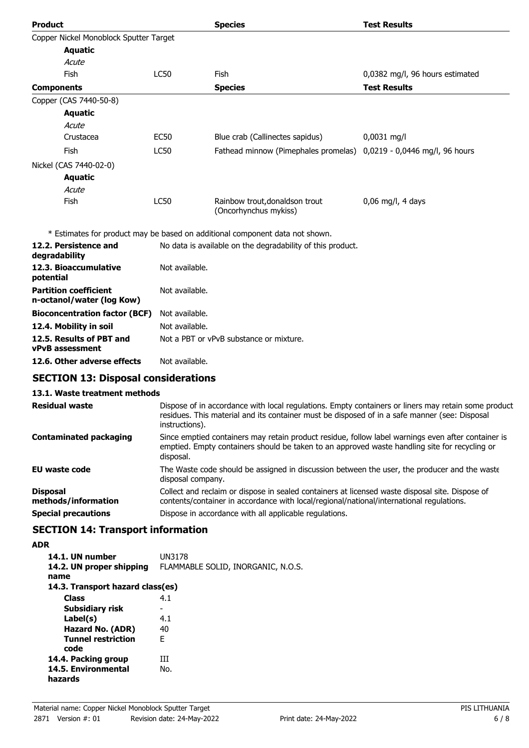| Product | | Species | Test Results |
|---|---|---|---|
| Copper Nickel Monoblock Sputter Target | | | |
| **Aquatic** | | | |
| *Acute* | | | |
| Fish | LC50 | Fish | 0,0382 mg/l, 96 hours estimated |
| **Components** | | **Species** | **Test Results** |
| Copper (CAS 7440-50-8) | | | |
| **Aquatic** | | | |
| *Acute* | | | |
| Crustacea | EC50 | Blue crab (Callinectes sapidus) | 0,0031 mg/l |
| Fish | LC50 | Fathead minnow (Pimephales promelas) | 0,0219 - 0,0446 mg/l, 96 hours |
| Nickel (CAS 7440-02-0) | | | |
| **Aquatic** | | | |
| *Acute* | | | |
| Fish | LC50 | Rainbow trout,donaldson trout (Oncorhynchus mykiss) | 0,06 mg/l, 4 days |

* Estimates for product may be based on additional component data not shown.

| | |
|---|---|
| **12.2. Persistence and degradability** | No data is available on the degradability of this product. |
| **12.3. Bioaccumulative potential** | Not available. |
| **Partition coefficient n-octanol/water (log Kow)** | Not available. |
| **Bioconcentration factor (BCF)** | Not available. |
| **12.4. Mobility in soil** | Not available. |
| **12.5. Results of PBT and vPvB assessment** | Not a PBT or vPvB substance or mixture. |
| **12.6. Other adverse effects** | Not available. |

## SECTION 13: Disposal considerations

### 13.1. Waste treatment methods

| | |
|---|---|
| **Residual waste** | Dispose of in accordance with local regulations. Empty containers or liners may retain some product residues. This material and its container must be disposed of in a safe manner (see: Disposal instructions). |
| **Contaminated packaging** | Since emptied containers may retain product residue, follow label warnings even after container is emptied. Empty containers should be taken to an approved waste handling site for recycling or disposal. |
| **EU waste code** | The Waste code should be assigned in discussion between the user, the producer and the waste disposal company. |
| **Disposal methods/information** | Collect and reclaim or dispose in sealed containers at licensed waste disposal site. Dispose of contents/container in accordance with local/regional/national/international regulations. |
| **Special precautions** | Dispose in accordance with all applicable regulations. |

## SECTION 14: Transport information

**ADR**

| | |
|---|---|
| **14.1. UN number** | UN3178 |
| **14.2. UN proper shipping name** | FLAMMABLE SOLID, INORGANIC, N.O.S. |
| **14.3. Transport hazard class(es)** | |
| **Class** | 4.1 |
| **Subsidiary risk** | - |
| **Label(s)** | 4.1 |
| **Hazard No. (ADR)** | 40 |
| **Tunnel restriction code** | E |
| **14.4. Packing group** | III |
| **14.5. Environmental hazards** | No. |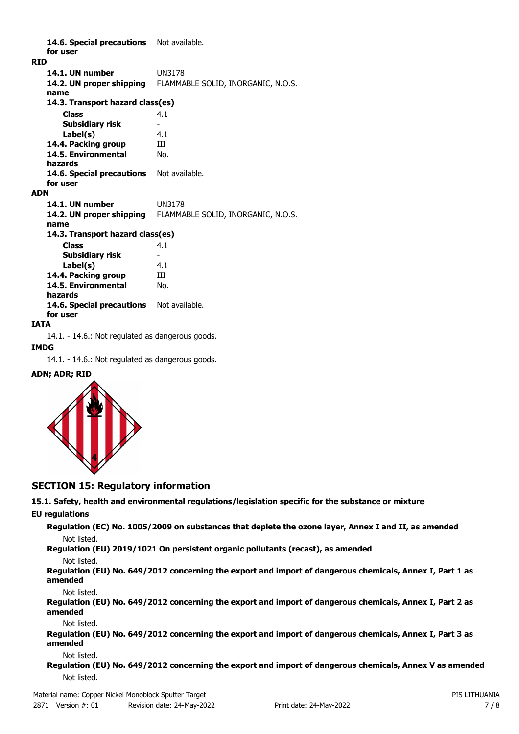**14.6. Special precautions for user** Not available.

**RID**

| | |
|---|---|
| **14.1. UN number** | UN3178 |
| **14.2. UN proper shipping name** | FLAMMABLE SOLID, INORGANIC, N.O.S. |
| **14.3. Transport hazard class(es)** | |
| **Class** | 4.1 |
| **Subsidiary risk** | - |
| **Label(s)** | 4.1 |
| **14.4. Packing group** | III |
| **14.5. Environmental hazards** | No. |
| **14.6. Special precautions for user** | Not available. |

**ADN**

| | |
|---|---|
| **14.1. UN number** | UN3178 |
| **14.2. UN proper shipping name** | FLAMMABLE SOLID, INORGANIC, N.O.S. |
| **14.3. Transport hazard class(es)** | |
| **Class** | 4.1 |
| **Subsidiary risk** | - |
| **Label(s)** | 4.1 |
| **14.4. Packing group** | III |
| **14.5. Environmental hazards** | No. |
| **14.6. Special precautions for user** | Not available. |

**IATA**

14.1. - 14.6.: Not regulated as dangerous goods.

**IMDG**

14.1. - 14.6.: Not regulated as dangerous goods.

**ADN; ADR; RID**

## SECTION 15: Regulatory information

**15.1. Safety, health and environmental regulations/legislation specific for the substance or mixture**

**EU regulations**

**Regulation (EC) No. 1005/2009 on substances that deplete the ozone layer, Annex I and II, as amended**

Not listed.

**Regulation (EU) 2019/1021 On persistent organic pollutants (recast), as amended**

Not listed.

**Regulation (EU) No. 649/2012 concerning the export and import of dangerous chemicals, Annex I, Part 1 as amended**

Not listed.

**Regulation (EU) No. 649/2012 concerning the export and import of dangerous chemicals, Annex I, Part 2 as amended**

Not listed.

**Regulation (EU) No. 649/2012 concerning the export and import of dangerous chemicals, Annex I, Part 3 as amended**

Not listed.

**Regulation (EU) No. 649/2012 concerning the export and import of dangerous chemicals, Annex V as amended**

Not listed.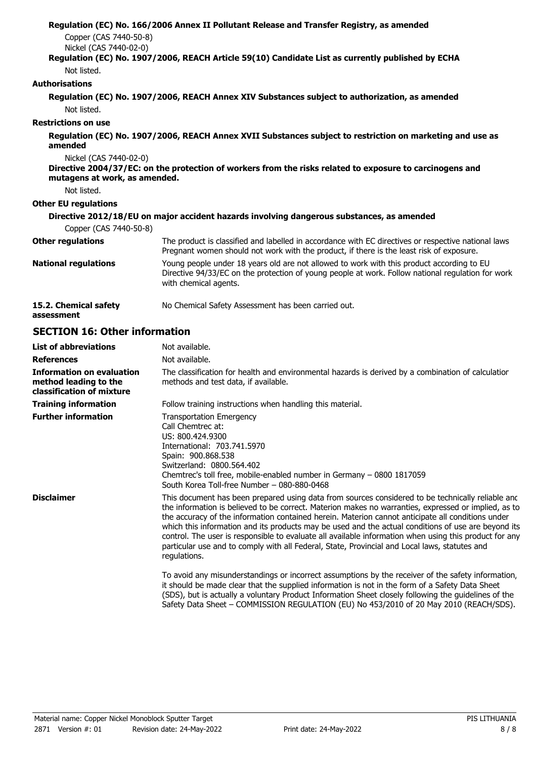**Regulation (EC) No. 166/2006 Annex II Pollutant Release and Transfer Registry, as amended**

Copper (CAS 7440-50-8)
Nickel (CAS 7440-02-0)

**Regulation (EC) No. 1907/2006, REACH Article 59(10) Candidate List as currently published by ECHA**

Not listed.

**Authorisations**

**Regulation (EC) No. 1907/2006, REACH Annex XIV Substances subject to authorization, as amended**

Not listed.

**Restrictions on use**

**Regulation (EC) No. 1907/2006, REACH Annex XVII Substances subject to restriction on marketing and use as amended**

Nickel (CAS 7440-02-0)

**Directive 2004/37/EC: on the protection of workers from the risks related to exposure to carcinogens and mutagens at work, as amended.**

Not listed.

**Other EU regulations**

**Directive 2012/18/EU on major accident hazards involving dangerous substances, as amended**

Copper (CAS 7440-50-8)

| | |
|---|---|
| **Other regulations** | The product is classified and labelled in accordance with EC directives or respective national laws Pregnant women should not work with the product, if there is the least risk of exposure. |
| **National regulations** | Young people under 18 years old are not allowed to work with this product according to EU Directive 94/33/EC on the protection of young people at work. Follow national regulation for work with chemical agents. |
| **15.2. Chemical safety assessment** | No Chemical Safety Assessment has been carried out. |

## SECTION 16: Other information

| | |
|---|---|
| **List of abbreviations** | Not available. |
| **References** | Not available. |
| **Information on evaluation method leading to the classification of mixture** | The classification for health and environmental hazards is derived by a combination of calculation methods and test data, if available. |
| **Training information** | Follow training instructions when handling this material. |
| **Further information** | Transportation Emergency<br>Call Chemtrec at:<br>US: 800.424.9300<br>International: 703.741.5970<br>Spain: 900.868.538<br>Switzerland: 0800.564.402<br>Chemtrec's toll free, mobile-enabled number in Germany – 0800 1817059<br>South Korea Toll-free Number – 080-880-0468 |
| **Disclaimer** | This document has been prepared using data from sources considered to be technically reliable and the information is believed to be correct. Materion makes no warranties, expressed or implied, as to the accuracy of the information contained herein. Materion cannot anticipate all conditions under which this information and its products may be used and the actual conditions of use are beyond its control. The user is responsible to evaluate all available information when using this product for any particular use and to comply with all Federal, State, Provincial and Local laws, statutes and regulations.<br><br>To avoid any misunderstandings or incorrect assumptions by the receiver of the safety information, it should be made clear that the supplied information is not in the form of a Safety Data Sheet (SDS), but is actually a voluntary Product Information Sheet closely following the guidelines of the Safety Data Sheet – COMMISSION REGULATION (EU) No 453/2010 of 20 May 2010 (REACH/SDS). |